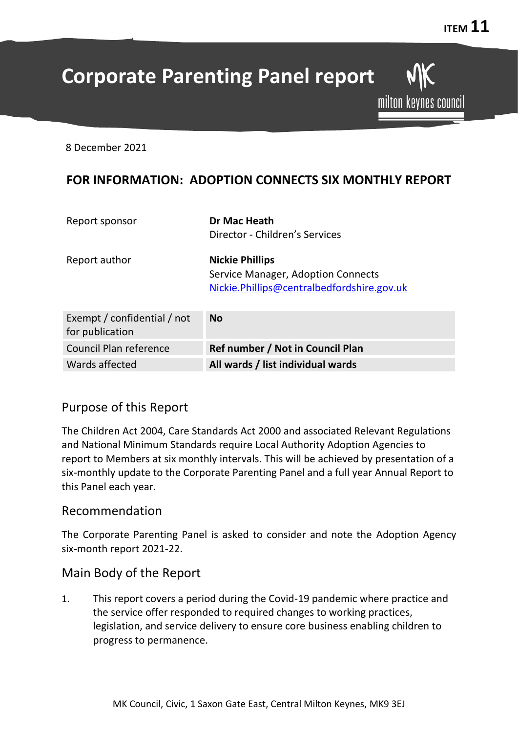ITEM 11

# Corporate Parenting Panel report

milton keynes council

8 December 2021

## FOR INFORMATION: ADOPTION CONNECTS SIX MONTHLY REPORT

| | |
|---|---|
| Report sponsor | **Dr Mac Heath**<br>Director - Children's Services |
| Report author | **Nickie Phillips**<br>Service Manager, Adoption Connects<br>Nickie.Phillips@centralbedfordshire.gov.uk |

| | |
|---|---|
| Exempt / confidential / not for publication | **No** |
| Council Plan reference | **Ref number / Not in Council Plan** |
| Wards affected | **All wards / list individual wards** |

## Purpose of this Report

The Children Act 2004, Care Standards Act 2000 and associated Relevant Regulations and National Minimum Standards require Local Authority Adoption Agencies to report to Members at six monthly intervals. This will be achieved by presentation of a six-monthly update to the Corporate Parenting Panel and a full year Annual Report to this Panel each year.

## Recommendation

The Corporate Parenting Panel is asked to consider and note the Adoption Agency six-month report 2021-22.

## Main Body of the Report

1. This report covers a period during the Covid-19 pandemic where practice and the service offer responded to required changes to working practices, legislation, and service delivery to ensure core business enabling children to progress to permanence.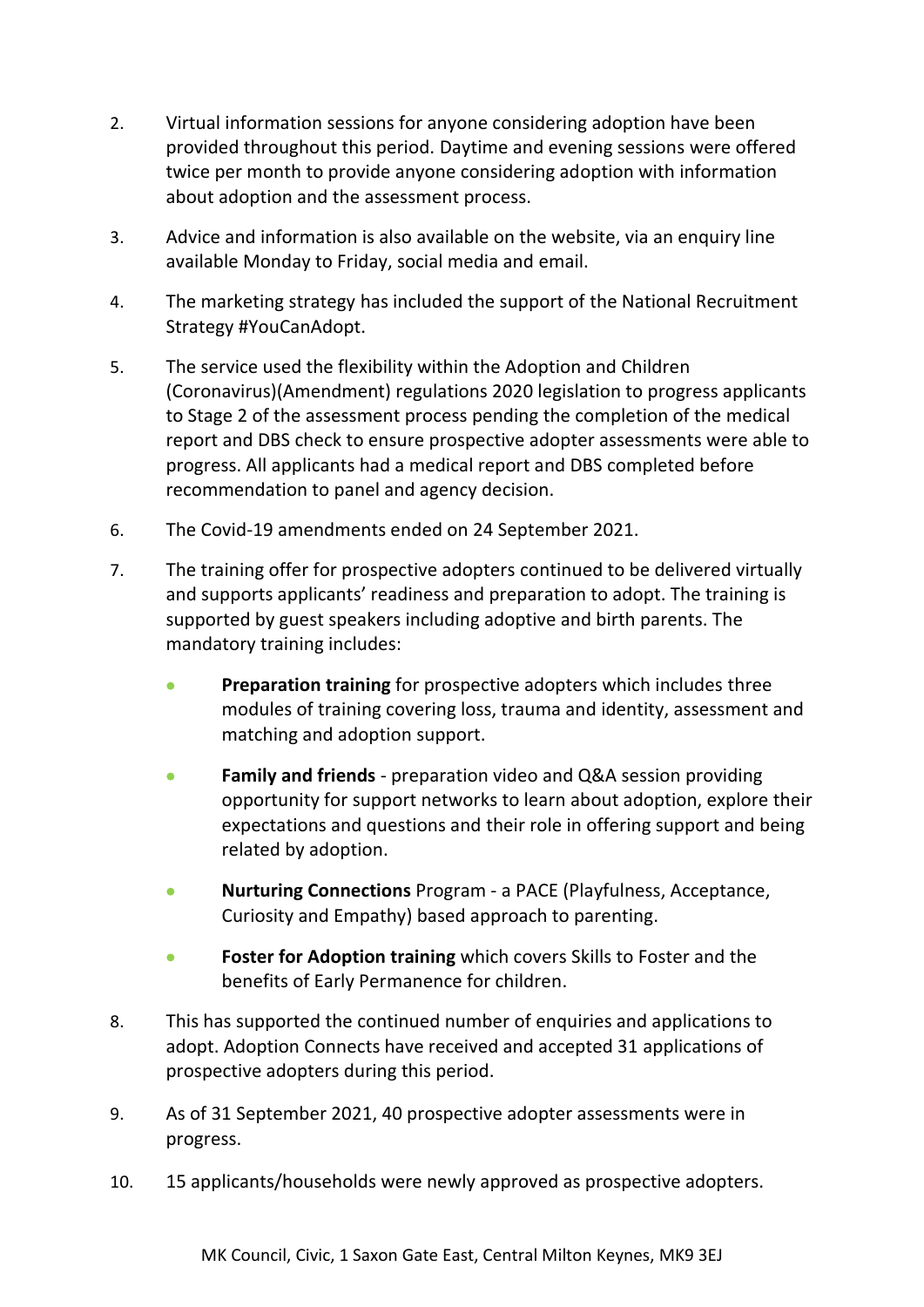2. Virtual information sessions for anyone considering adoption have been provided throughout this period. Daytime and evening sessions were offered twice per month to provide anyone considering adoption with information about adoption and the assessment process.

3. Advice and information is also available on the website, via an enquiry line available Monday to Friday, social media and email.

4. The marketing strategy has included the support of the National Recruitment Strategy #YouCanAdopt.

5. The service used the flexibility within the Adoption and Children (Coronavirus)(Amendment) regulations 2020 legislation to progress applicants to Stage 2 of the assessment process pending the completion of the medical report and DBS check to ensure prospective adopter assessments were able to progress. All applicants had a medical report and DBS completed before recommendation to panel and agency decision.

6. The Covid-19 amendments ended on 24 September 2021.

7. The training offer for prospective adopters continued to be delivered virtually and supports applicants' readiness and preparation to adopt. The training is supported by guest speakers including adoptive and birth parents. The mandatory training includes:

   - **Preparation training** for prospective adopters which includes three modules of training covering loss, trauma and identity, assessment and matching and adoption support.
   - **Family and friends** - preparation video and Q&A session providing opportunity for support networks to learn about adoption, explore their expectations and questions and their role in offering support and being related by adoption.
   - **Nurturing Connections** Program - a PACE (Playfulness, Acceptance, Curiosity and Empathy) based approach to parenting.
   - **Foster for Adoption training** which covers Skills to Foster and the benefits of Early Permanence for children.

8. This has supported the continued number of enquiries and applications to adopt. Adoption Connects have received and accepted 31 applications of prospective adopters during this period.

9. As of 31 September 2021, 40 prospective adopter assessments were in progress.

10. 15 applicants/households were newly approved as prospective adopters.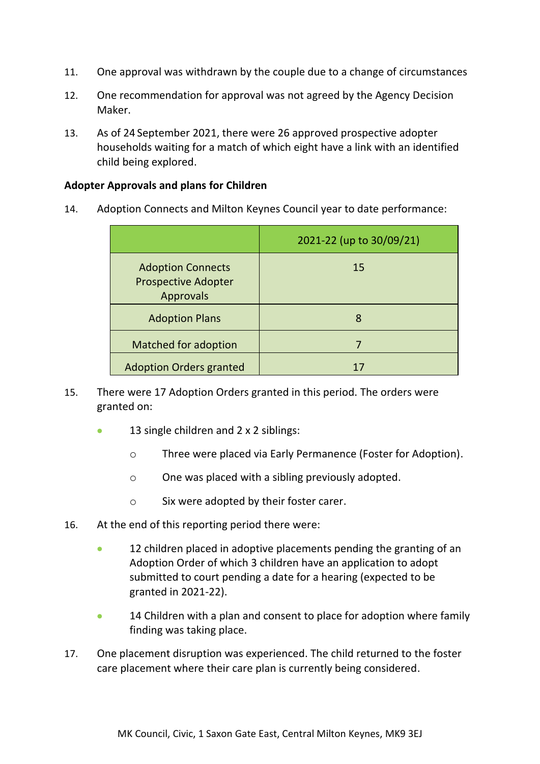11. One approval was withdrawn by the couple due to a change of circumstances

12. One recommendation for approval was not agreed by the Agency Decision Maker.

13. As of 24 September 2021, there were 26 approved prospective adopter households waiting for a match of which eight have a link with an identified child being explored.

**Adopter Approvals and plans for Children**

14. Adoption Connects and Milton Keynes Council year to date performance:

| | 2021-22 (up to 30/09/21) |
|---|---|
| Adoption Connects Prospective Adopter Approvals | 15 |
| Adoption Plans | 8 |
| Matched for adoption | 7 |
| Adoption Orders granted | 17 |

15. There were 17 Adoption Orders granted in this period. The orders were granted on:

    - 13 single children and 2 x 2 siblings:
        - Three were placed via Early Permanence (Foster for Adoption).
        - One was placed with a sibling previously adopted.
        - Six were adopted by their foster carer.

16. At the end of this reporting period there were:

    - 12 children placed in adoptive placements pending the granting of an Adoption Order of which 3 children have an application to adopt submitted to court pending a date for a hearing (expected to be granted in 2021-22).
    - 14 Children with a plan and consent to place for adoption where family finding was taking place.

17. One placement disruption was experienced. The child returned to the foster care placement where their care plan is currently being considered.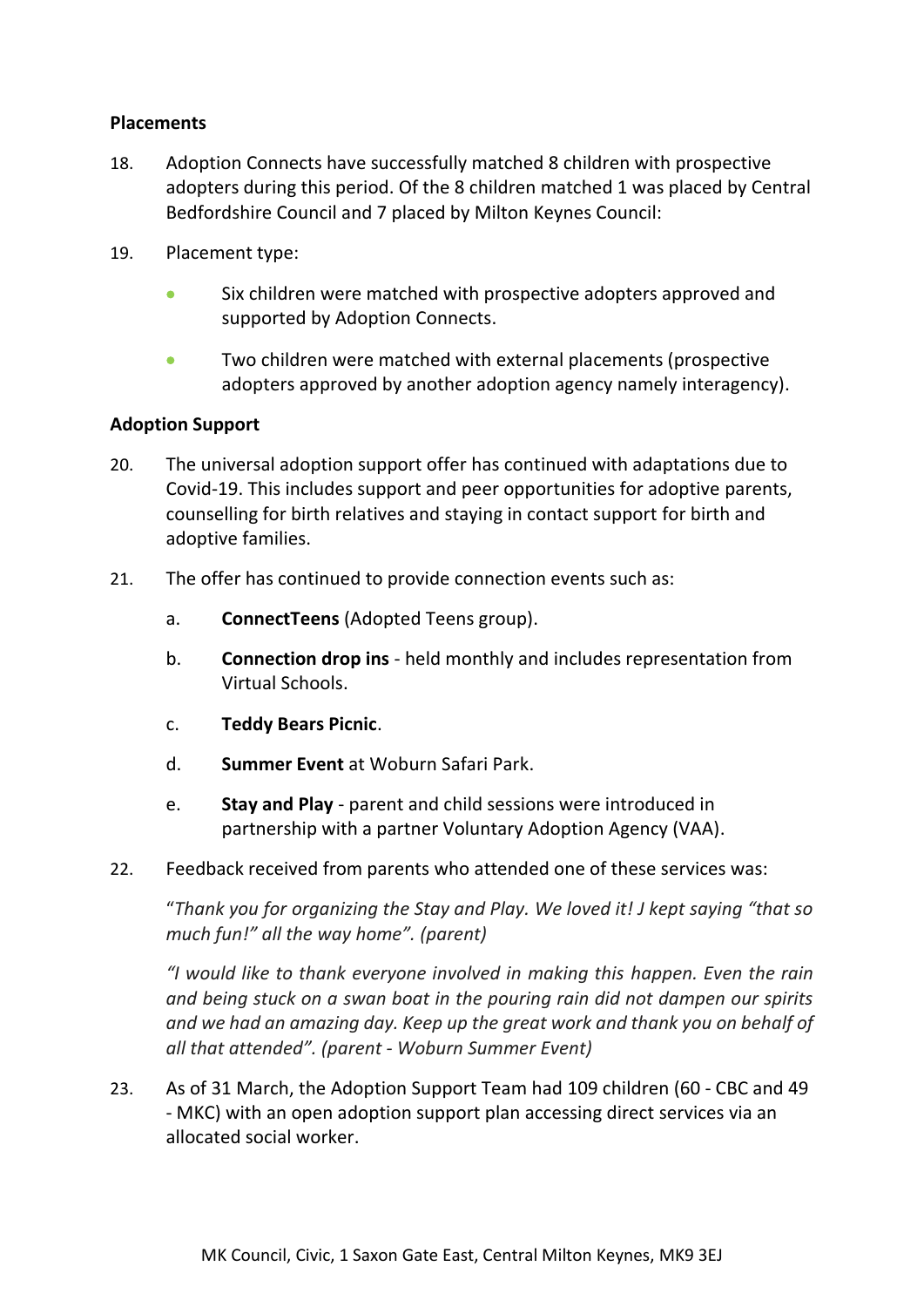**Placements**

18. Adoption Connects have successfully matched 8 children with prospective adopters during this period. Of the 8 children matched 1 was placed by Central Bedfordshire Council and 7 placed by Milton Keynes Council:

19. Placement type:

    - Six children were matched with prospective adopters approved and supported by Adoption Connects.
    - Two children were matched with external placements (prospective adopters approved by another adoption agency namely interagency).

**Adoption Support**

20. The universal adoption support offer has continued with adaptations due to Covid-19. This includes support and peer opportunities for adoptive parents, counselling for birth relatives and staying in contact support for birth and adoptive families.

21. The offer has continued to provide connection events such as:

    a. **ConnectTeens** (Adopted Teens group).

    b. **Connection drop ins** - held monthly and includes representation from Virtual Schools.

    c. **Teddy Bears Picnic**.

    d. **Summer Event** at Woburn Safari Park.

    e. **Stay and Play** - parent and child sessions were introduced in partnership with a partner Voluntary Adoption Agency (VAA).

22. Feedback received from parents who attended one of these services was:

    "*Thank you for organizing the Stay and Play. We loved it! J kept saying "that so much fun!" all the way home". (parent)*

    *"I would like to thank everyone involved in making this happen. Even the rain and being stuck on a swan boat in the pouring rain did not dampen our spirits and we had an amazing day. Keep up the great work and thank you on behalf of all that attended". (parent - Woburn Summer Event)*

23. As of 31 March, the Adoption Support Team had 109 children (60 - CBC and 49 - MKC) with an open adoption support plan accessing direct services via an allocated social worker.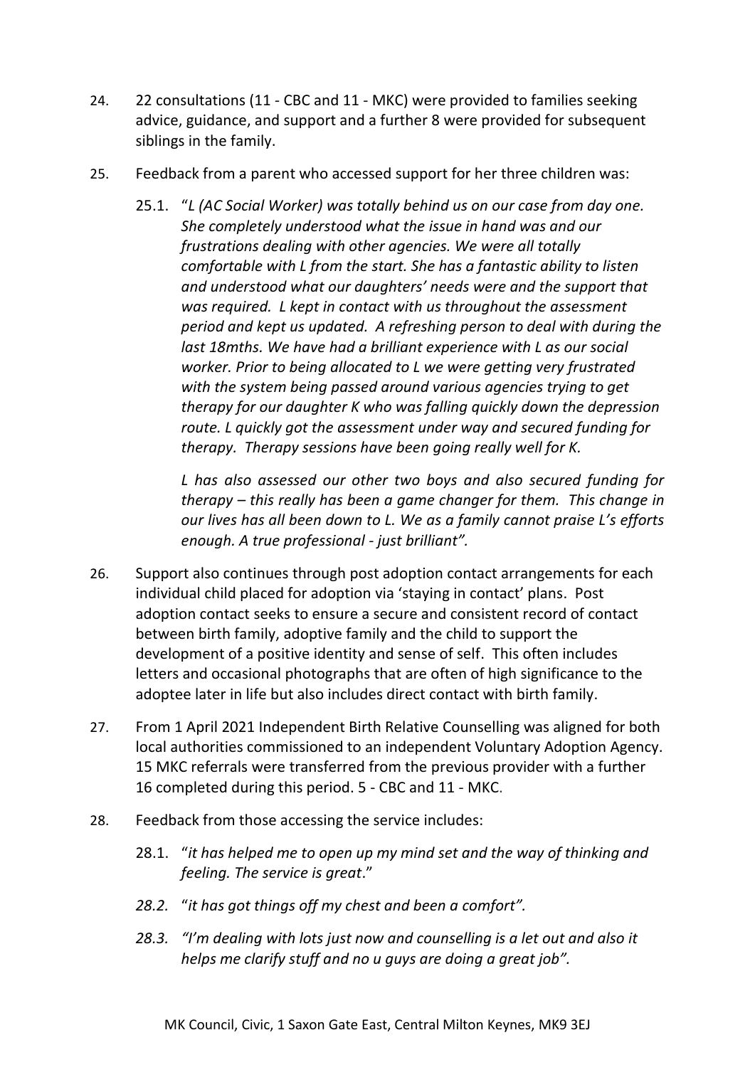24. 22 consultations (11 - CBC and 11 - MKC) were provided to families seeking advice, guidance, and support and a further 8 were provided for subsequent siblings in the family.

25. Feedback from a parent who accessed support for her three children was:

    25.1. "*L (AC Social Worker) was totally behind us on our case from day one. She completely understood what the issue in hand was and our frustrations dealing with other agencies. We were all totally comfortable with L from the start. She has a fantastic ability to listen and understood what our daughters' needs were and the support that was required. L kept in contact with us throughout the assessment period and kept us updated. A refreshing person to deal with during the last 18mths. We have had a brilliant experience with L as our social worker. Prior to being allocated to L we were getting very frustrated with the system being passed around various agencies trying to get therapy for our daughter K who was falling quickly down the depression route. L quickly got the assessment under way and secured funding for therapy. Therapy sessions have been going really well for K.*

    *L has also assessed our other two boys and also secured funding for therapy – this really has been a game changer for them. This change in our lives has all been down to L. We as a family cannot praise L's efforts enough. A true professional - just brilliant".*

26. Support also continues through post adoption contact arrangements for each individual child placed for adoption via 'staying in contact' plans. Post adoption contact seeks to ensure a secure and consistent record of contact between birth family, adoptive family and the child to support the development of a positive identity and sense of self. This often includes letters and occasional photographs that are often of high significance to the adoptee later in life but also includes direct contact with birth family.

27. From 1 April 2021 Independent Birth Relative Counselling was aligned for both local authorities commissioned to an independent Voluntary Adoption Agency. 15 MKC referrals were transferred from the previous provider with a further 16 completed during this period. 5 - CBC and 11 - MKC.

28. Feedback from those accessing the service includes:

    28.1. "*it has helped me to open up my mind set and the way of thinking and feeling. The service is great*."

    *28.2.* "*it has got things off my chest and been a comfort".*

    *28.3. "I'm dealing with lots just now and counselling is a let out and also it helps me clarify stuff and no u guys are doing a great job".*

MK Council, Civic, 1 Saxon Gate East, Central Milton Keynes, MK9 3EJ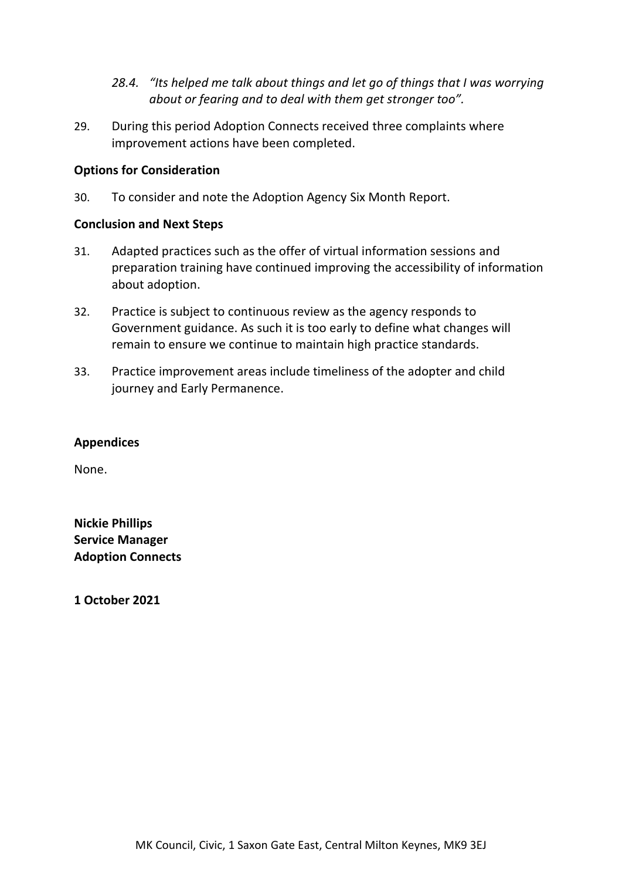*28.4. "Its helped me talk about things and let go of things that I was worrying about or fearing and to deal with them get stronger too".*

29. During this period Adoption Connects received three complaints where improvement actions have been completed.

**Options for Consideration**

30. To consider and note the Adoption Agency Six Month Report.

**Conclusion and Next Steps**

31. Adapted practices such as the offer of virtual information sessions and preparation training have continued improving the accessibility of information about adoption.

32. Practice is subject to continuous review as the agency responds to Government guidance. As such it is too early to define what changes will remain to ensure we continue to maintain high practice standards.

33. Practice improvement areas include timeliness of the adopter and child journey and Early Permanence.

**Appendices**

None.

**Nickie Phillips**
**Service Manager**
**Adoption Connects**

**1 October 2021**

MK Council, Civic, 1 Saxon Gate East, Central Milton Keynes, MK9 3EJ